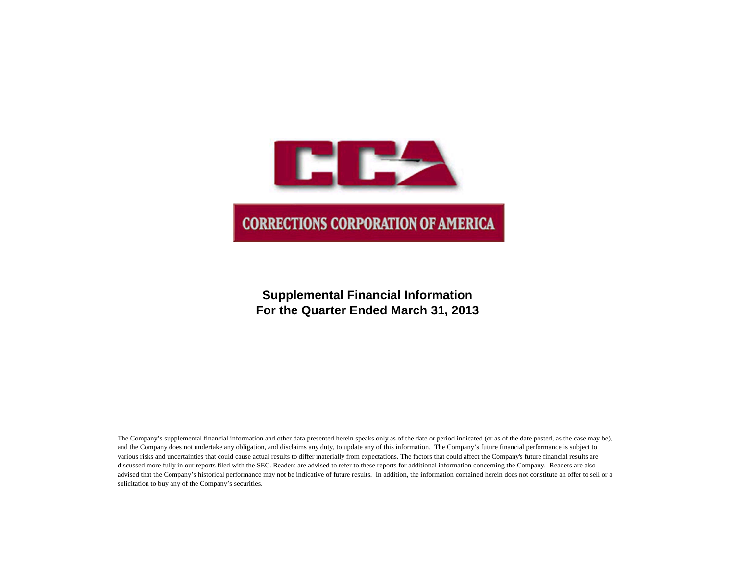CCA

CORRECTIONS CORPORATION OF AMERICA

**Supplemental Financial Information**
**For the Quarter Ended March 31, 2013**

The Company's supplemental financial information and other data presented herein speaks only as of the date or period indicated (or as of the date posted, as the case may be), and the Company does not undertake any obligation, and disclaims any duty, to update any of this information. The Company's future financial performance is subject to various risks and uncertainties that could cause actual results to differ materially from expectations. The factors that could affect the Company's future financial results are discussed more fully in our reports filed with the SEC. Readers are advised to refer to these reports for additional information concerning the Company. Readers are also advised that the Company's historical performance may not be indicative of future results. In addition, the information contained herein does not constitute an offer to sell or a solicitation to buy any of the Company's securities.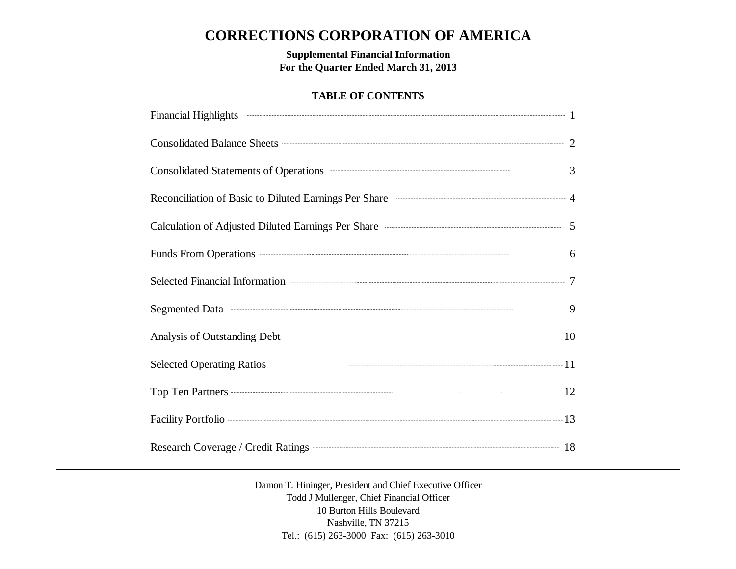# CORRECTIONS CORPORATION OF AMERICA

**Supplemental Financial Information**
**For the Quarter Ended March 31, 2013**

**TABLE OF CONTENTS**

| | |
|---|---|
| Financial Highlights | 1 |
| Consolidated Balance Sheets | 2 |
| Consolidated Statements of Operations | 3 |
| Reconciliation of Basic to Diluted Earnings Per Share | 4 |
| Calculation of Adjusted Diluted Earnings Per Share | 5 |
| Funds From Operations | 6 |
| Selected Financial Information | 7 |
| Segmented Data | 9 |
| Analysis of Outstanding Debt | 10 |
| Selected Operating Ratios | 11 |
| Top Ten Partners | 12 |
| Facility Portfolio | 13 |
| Research Coverage / Credit Ratings | 18 |

---

Damon T. Hininger, President and Chief Executive Officer
Todd J Mullenger, Chief Financial Officer
10 Burton Hills Boulevard
Nashville, TN 37215
Tel.: (615) 263-3000 Fax: (615) 263-3010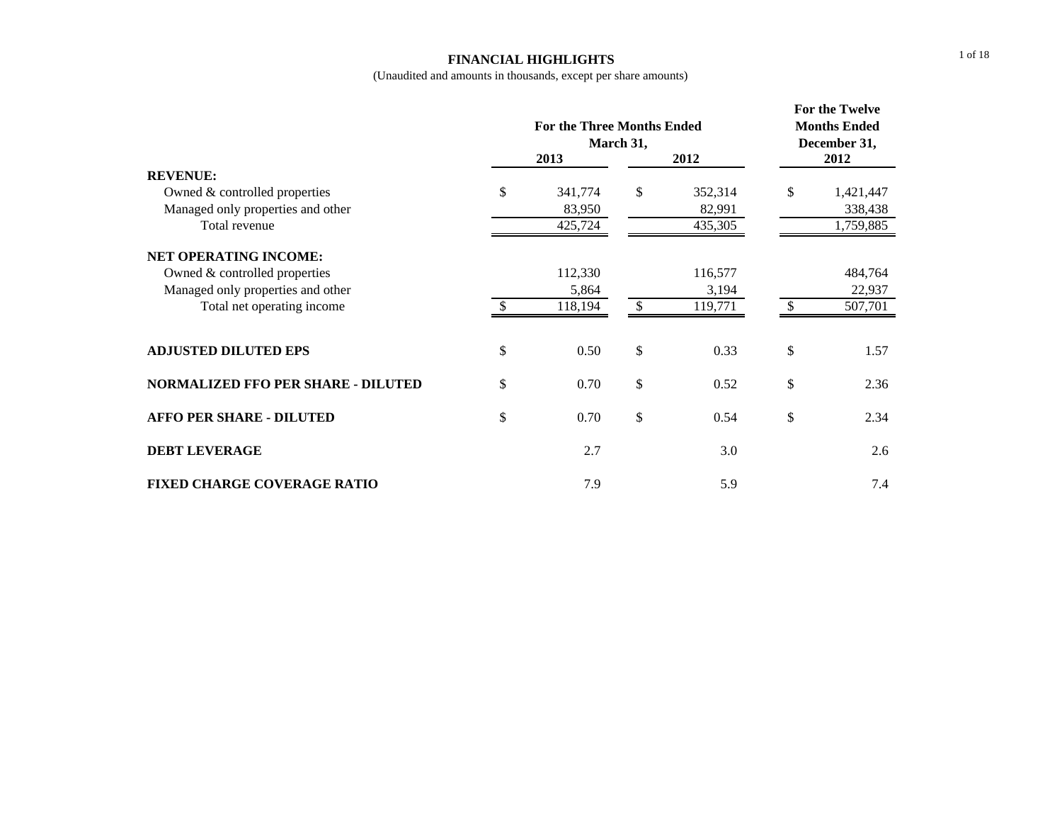# FINANCIAL HIGHLIGHTS

(Unaudited and amounts in thousands, except per share amounts)

| | For the Three Months Ended March 31, 2013 | For the Three Months Ended March 31, 2012 | For the Twelve Months Ended December 31, 2012 |
|---|---|---|---|
| **REVENUE:** | | | |
| Owned & controlled properties | $ 341,774 | $ 352,314 | $ 1,421,447 |
| Managed only properties and other | 83,950 | 82,991 | 338,438 |
| Total revenue | 425,724 | 435,305 | 1,759,885 |
| **NET OPERATING INCOME:** | | | |
| Owned & controlled properties | 112,330 | 116,577 | 484,764 |
| Managed only properties and other | 5,864 | 3,194 | 22,937 |
| Total net operating income | $ 118,194 | $ 119,771 | $ 507,701 |
| **ADJUSTED DILUTED EPS** | $ 0.50 | $ 0.33 | $ 1.57 |
| **NORMALIZED FFO PER SHARE - DILUTED** | $ 0.70 | $ 0.52 | $ 2.36 |
| **AFFO PER SHARE - DILUTED** | $ 0.70 | $ 0.54 | $ 2.34 |
| **DEBT LEVERAGE** | 2.7 | 3.0 | 2.6 |
| **FIXED CHARGE COVERAGE RATIO** | 7.9 | 5.9 | 7.4 |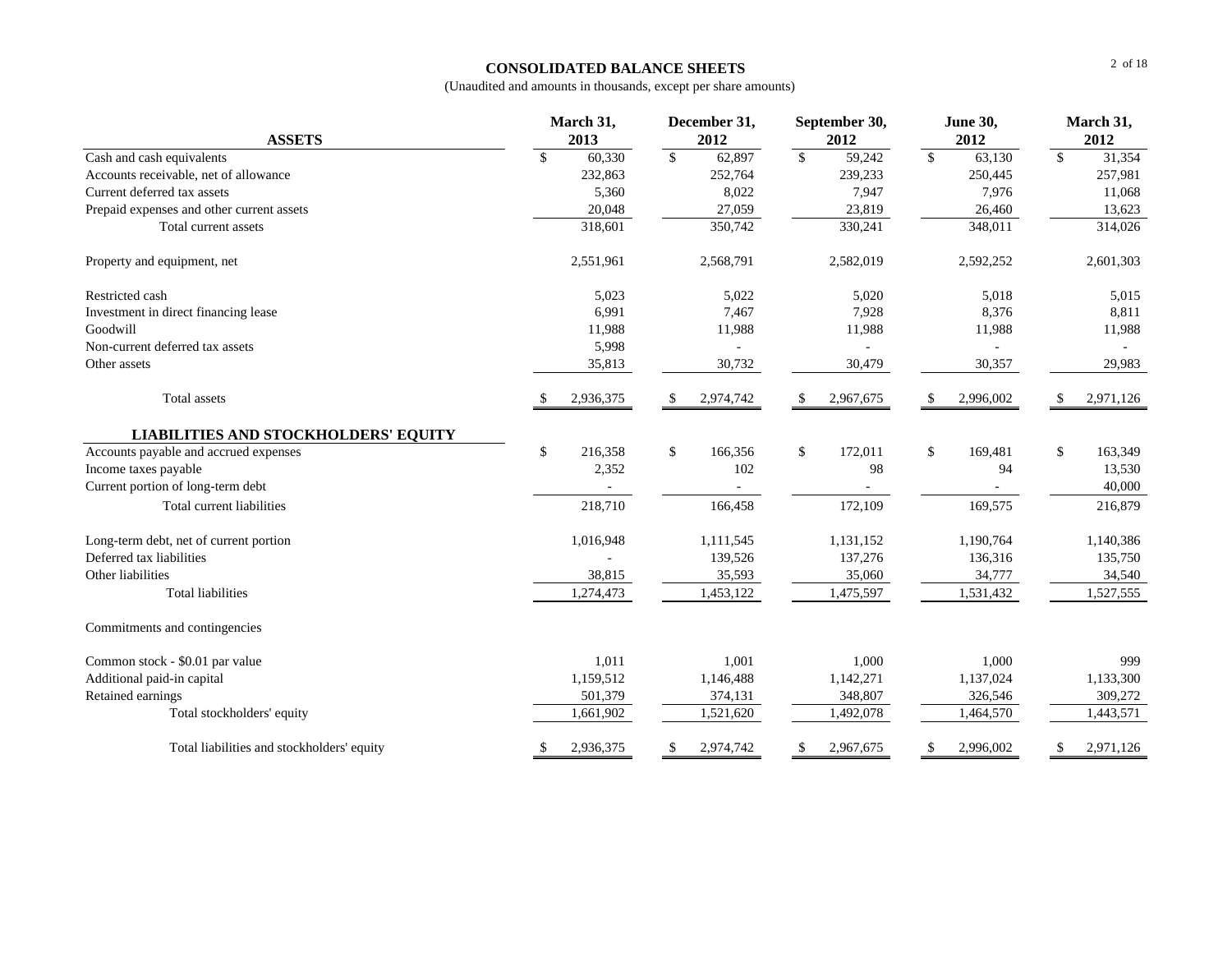# CONSOLIDATED BALANCE SHEETS

(Unaudited and amounts in thousands, except per share amounts)

| ASSETS | March 31, 2013 | December 31, 2012 | September 30, 2012 | June 30, 2012 | March 31, 2012 |
|---|---|---|---|---|---|
| Cash and cash equivalents | $ 60,330 | $ 62,897 | $ 59,242 | $ 63,130 | $ 31,354 |
| Accounts receivable, net of allowance | 232,863 | 252,764 | 239,233 | 250,445 | 257,981 |
| Current deferred tax assets | 5,360 | 8,022 | 7,947 | 7,976 | 11,068 |
| Prepaid expenses and other current assets | 20,048 | 27,059 | 23,819 | 26,460 | 13,623 |
| Total current assets | 318,601 | 350,742 | 330,241 | 348,011 | 314,026 |
| | | | | | |
| Property and equipment, net | 2,551,961 | 2,568,791 | 2,582,019 | 2,592,252 | 2,601,303 |
| | | | | | |
| Restricted cash | 5,023 | 5,022 | 5,020 | 5,018 | 5,015 |
| Investment in direct financing lease | 6,991 | 7,467 | 7,928 | 8,376 | 8,811 |
| Goodwill | 11,988 | 11,988 | 11,988 | 11,988 | 11,988 |
| Non-current deferred tax assets | 5,998 | - | - | - | - |
| Other assets | 35,813 | 30,732 | 30,479 | 30,357 | 29,983 |
| | | | | | |
| Total assets | $ 2,936,375 | $ 2,974,742 | $ 2,967,675 | $ 2,996,002 | $ 2,971,126 |
| | | | | | |
| **LIABILITIES AND STOCKHOLDERS' EQUITY** | | | | | |
| Accounts payable and accrued expenses | $ 216,358 | $ 166,356 | $ 172,011 | $ 169,481 | $ 163,349 |
| Income taxes payable | 2,352 | 102 | 98 | 94 | 13,530 |
| Current portion of long-term debt | - | - | - | - | 40,000 |
| Total current liabilities | 218,710 | 166,458 | 172,109 | 169,575 | 216,879 |
| | | | | | |
| Long-term debt, net of current portion | 1,016,948 | 1,111,545 | 1,131,152 | 1,190,764 | 1,140,386 |
| Deferred tax liabilities | - | 139,526 | 137,276 | 136,316 | 135,750 |
| Other liabilities | 38,815 | 35,593 | 35,060 | 34,777 | 34,540 |
| Total liabilities | 1,274,473 | 1,453,122 | 1,475,597 | 1,531,432 | 1,527,555 |
| | | | | | |
| Commitments and contingencies | | | | | |
| | | | | | |
| Common stock - $0.01 par value | 1,011 | 1,001 | 1,000 | 1,000 | 999 |
| Additional paid-in capital | 1,159,512 | 1,146,488 | 1,142,271 | 1,137,024 | 1,133,300 |
| Retained earnings | 501,379 | 374,131 | 348,807 | 326,546 | 309,272 |
| Total stockholders' equity | 1,661,902 | 1,521,620 | 1,492,078 | 1,464,570 | 1,443,571 |
| | | | | | |
| Total liabilities and stockholders' equity | $ 2,936,375 | $ 2,974,742 | $ 2,967,675 | $ 2,996,002 | $ 2,971,126 |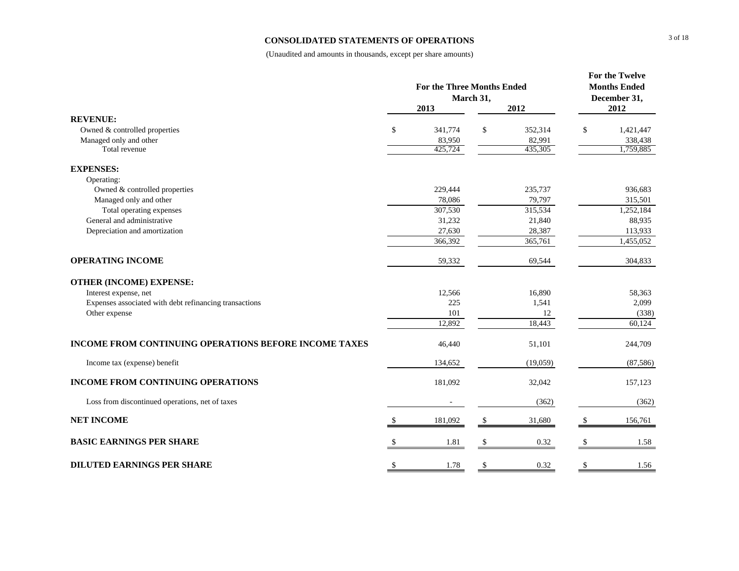# CONSOLIDATED STATEMENTS OF OPERATIONS

(Unaudited and amounts in thousands, except per share amounts)

| | For the Three Months Ended March 31, | | For the Twelve Months Ended December 31, |
|---|---|---|---|
| | 2013 | 2012 | 2012 |
| **REVENUE:** | | | |
| Owned & controlled properties | $ 341,774 | $ 352,314 | $ 1,421,447 |
| Managed only and other | 83,950 | 82,991 | 338,438 |
| Total revenue | 425,724 | 435,305 | 1,759,885 |
| **EXPENSES:** | | | |
| Operating: | | | |
| Owned & controlled properties | 229,444 | 235,737 | 936,683 |
| Managed only and other | 78,086 | 79,797 | 315,501 |
| Total operating expenses | 307,530 | 315,534 | 1,252,184 |
| General and administrative | 31,232 | 21,840 | 88,935 |
| Depreciation and amortization | 27,630 | 28,387 | 113,933 |
| | 366,392 | 365,761 | 1,455,052 |
| **OPERATING INCOME** | 59,332 | 69,544 | 304,833 |
| **OTHER (INCOME) EXPENSE:** | | | |
| Interest expense, net | 12,566 | 16,890 | 58,363 |
| Expenses associated with debt refinancing transactions | 225 | 1,541 | 2,099 |
| Other expense | 101 | 12 | (338) |
| | 12,892 | 18,443 | 60,124 |
| **INCOME FROM CONTINUING OPERATIONS BEFORE INCOME TAXES** | 46,440 | 51,101 | 244,709 |
| Income tax (expense) benefit | 134,652 | (19,059) | (87,586) |
| **INCOME FROM CONTINUING OPERATIONS** | 181,092 | 32,042 | 157,123 |
| Loss from discontinued operations, net of taxes | - | (362) | (362) |
| **NET INCOME** | $ 181,092 | $ 31,680 | $ 156,761 |
| **BASIC EARNINGS PER SHARE** | $ 1.81 | $ 0.32 | $ 1.58 |
| **DILUTED EARNINGS PER SHARE** | $ 1.78 | $ 0.32 | $ 1.56 |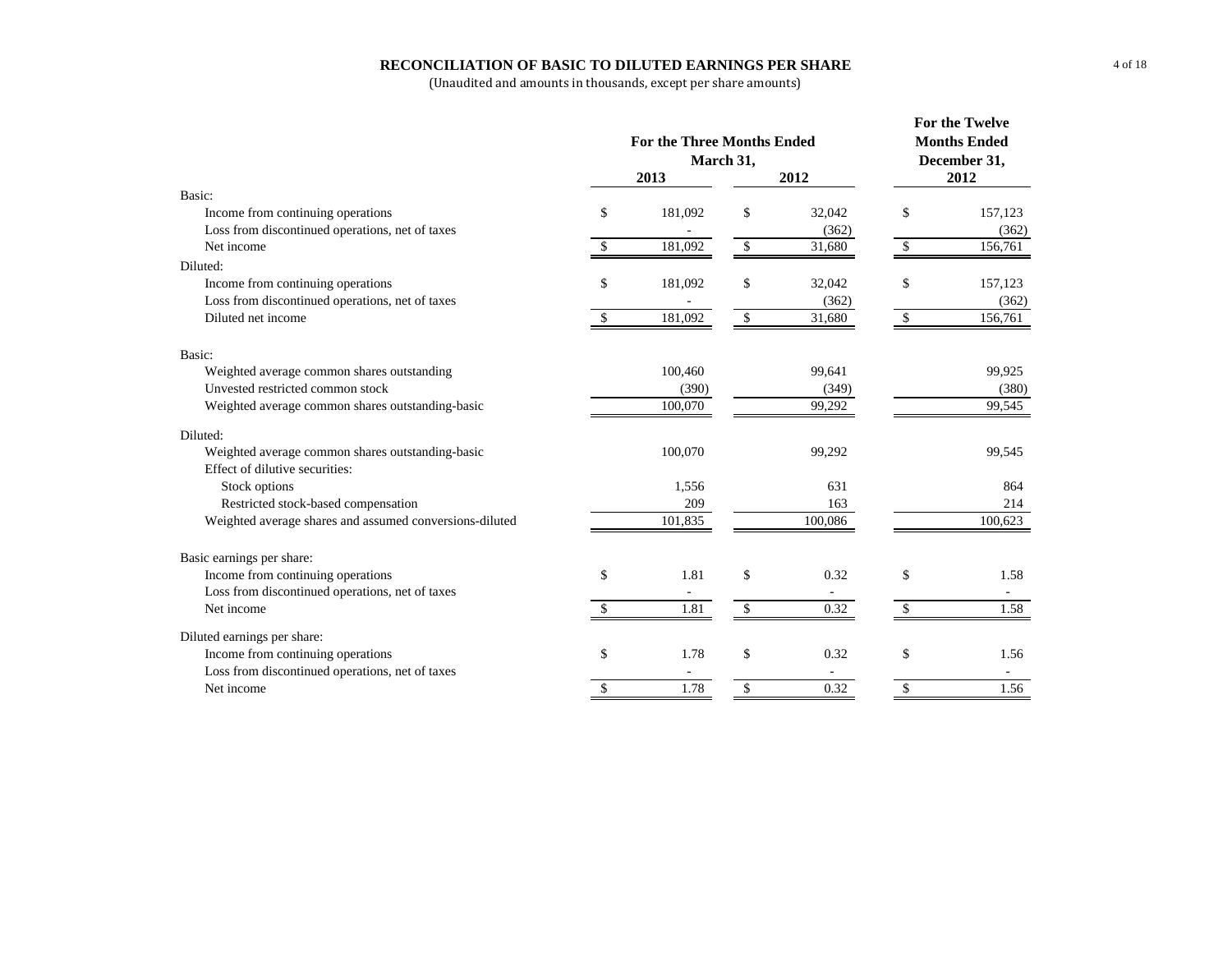# RECONCILIATION OF BASIC TO DILUTED EARNINGS PER SHARE

(Unaudited and amounts in thousands, except per share amounts)

| | For the Three Months Ended March 31, | | For the Twelve Months Ended December 31, |
|---|---|---|---|
| | 2013 | 2012 | 2012 |
| Basic: | | | |
| Income from continuing operations | $ 181,092 | $ 32,042 | $ 157,123 |
| Loss from discontinued operations, net of taxes | - | (362) | (362) |
| Net income | $ 181,092 | $ 31,680 | $ 156,761 |
| Diluted: | | | |
| Income from continuing operations | $ 181,092 | $ 32,042 | $ 157,123 |
| Loss from discontinued operations, net of taxes | - | (362) | (362) |
| Diluted net income | $ 181,092 | $ 31,680 | $ 156,761 |
| Basic: | | | |
| Weighted average common shares outstanding | 100,460 | 99,641 | 99,925 |
| Unvested restricted common stock | (390) | (349) | (380) |
| Weighted average common shares outstanding-basic | 100,070 | 99,292 | 99,545 |
| Diluted: | | | |
| Weighted average common shares outstanding-basic | 100,070 | 99,292 | 99,545 |
| Effect of dilutive securities: | | | |
| Stock options | 1,556 | 631 | 864 |
| Restricted stock-based compensation | 209 | 163 | 214 |
| Weighted average shares and assumed conversions-diluted | 101,835 | 100,086 | 100,623 |
| Basic earnings per share: | | | |
| Income from continuing operations | $ 1.81 | $ 0.32 | $ 1.58 |
| Loss from discontinued operations, net of taxes | - | - | - |
| Net income | $ 1.81 | $ 0.32 | $ 1.58 |
| Diluted earnings per share: | | | |
| Income from continuing operations | $ 1.78 | $ 0.32 | $ 1.56 |
| Loss from discontinued operations, net of taxes | - | - | - |
| Net income | $ 1.78 | $ 0.32 | $ 1.56 |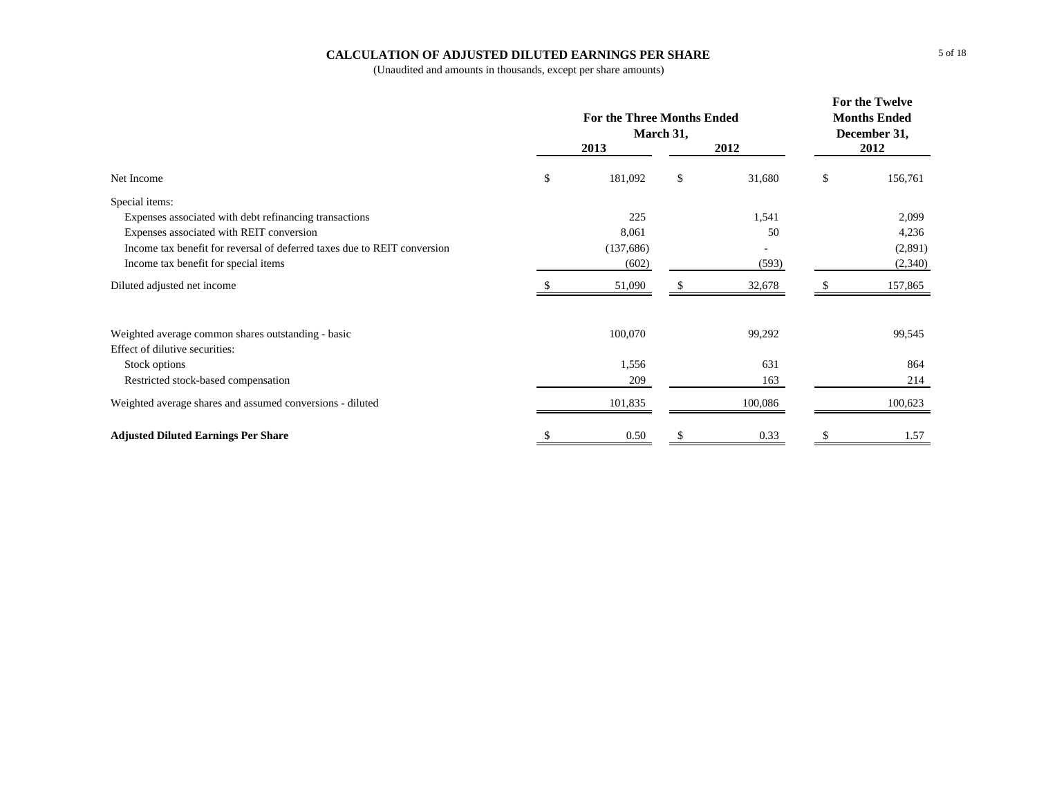# CALCULATION OF ADJUSTED DILUTED EARNINGS PER SHARE

(Unaudited and amounts in thousands, except per share amounts)

| | For the Three Months Ended March 31, | | For the Twelve Months Ended December 31, |
|---|---|---|---|
| | 2013 | 2012 | 2012 |
| Net Income | $ 181,092 | $ 31,680 | $ 156,761 |
| Special items: | | | |
| Expenses associated with debt refinancing transactions | 225 | 1,541 | 2,099 |
| Expenses associated with REIT conversion | 8,061 | 50 | 4,236 |
| Income tax benefit for reversal of deferred taxes due to REIT conversion | (137,686) | - | (2,891) |
| Income tax benefit for special items | (602) | (593) | (2,340) |
| Diluted adjusted net income | $ 51,090 | $ 32,678 | $ 157,865 |
| | | | |
| Weighted average common shares outstanding - basic | 100,070 | 99,292 | 99,545 |
| Effect of dilutive securities: | | | |
| Stock options | 1,556 | 631 | 864 |
| Restricted stock-based compensation | 209 | 163 | 214 |
| Weighted average shares and assumed conversions - diluted | 101,835 | 100,086 | 100,623 |
| | | | |
| **Adjusted Diluted Earnings Per Share** | $ 0.50 | $ 0.33 | $ 1.57 |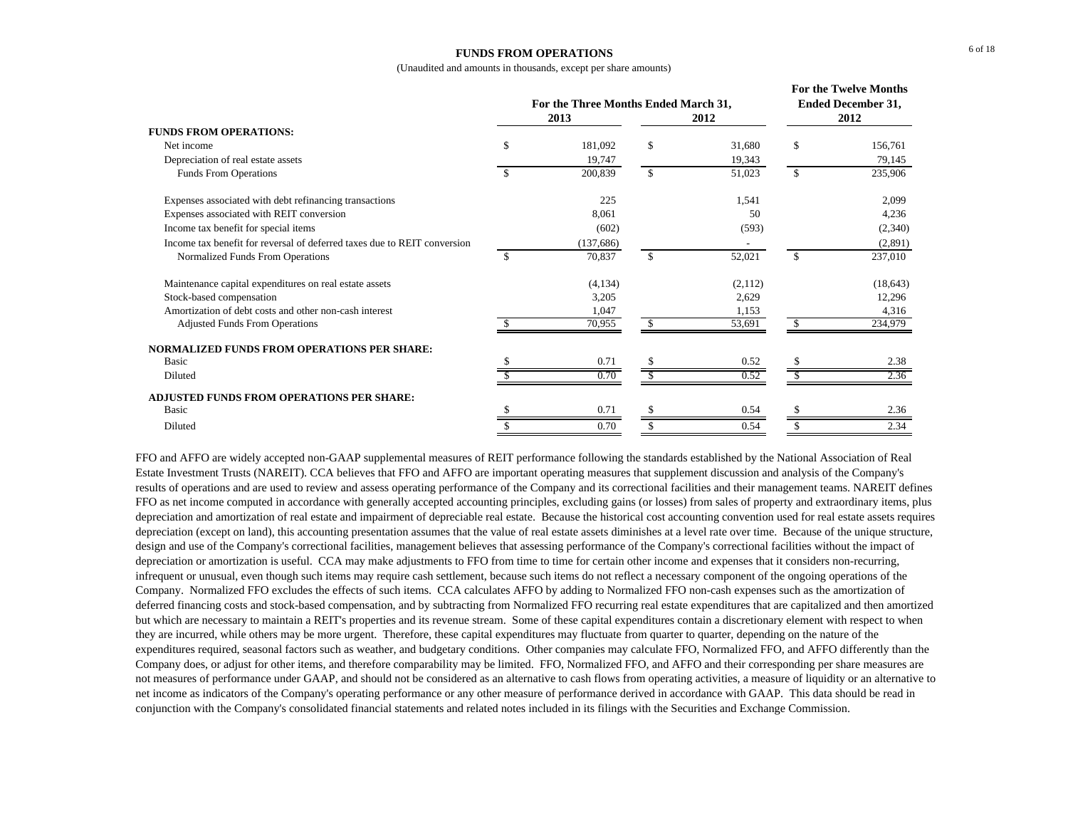# FUNDS FROM OPERATIONS

(Unaudited and amounts in thousands, except per share amounts)

| | For the Three Months Ended March 31, 2013 | For the Three Months Ended March 31, 2012 | For the Twelve Months Ended December 31, 2012 |
|---|---|---|---|
| **FUNDS FROM OPERATIONS:** | | | |
| Net income | $ 181,092 | $ 31,680 | $ 156,761 |
| Depreciation of real estate assets | 19,747 | 19,343 | 79,145 |
| Funds From Operations | $ 200,839 | $ 51,023 | $ 235,906 |
| | | | |
| Expenses associated with debt refinancing transactions | 225 | 1,541 | 2,099 |
| Expenses associated with REIT conversion | 8,061 | 50 | 4,236 |
| Income tax benefit for special items | (602) | (593) | (2,340) |
| Income tax benefit for reversal of deferred taxes due to REIT conversion | (137,686) | - | (2,891) |
| Normalized Funds From Operations | $ 70,837 | $ 52,021 | $ 237,010 |
| | | | |
| Maintenance capital expenditures on real estate assets | (4,134) | (2,112) | (18,643) |
| Stock-based compensation | 3,205 | 2,629 | 12,296 |
| Amortization of debt costs and other non-cash interest | 1,047 | 1,153 | 4,316 |
| Adjusted Funds From Operations | $ 70,955 | $ 53,691 | $ 234,979 |
| | | | |
| **NORMALIZED FUNDS FROM OPERATIONS PER SHARE:** | | | |
| Basic | $ 0.71 | $ 0.52 | $ 2.38 |
| Diluted | $ 0.70 | $ 0.52 | $ 2.36 |
| | | | |
| **ADJUSTED FUNDS FROM OPERATIONS PER SHARE:** | | | |
| Basic | $ 0.71 | $ 0.54 | $ 2.36 |
| Diluted | $ 0.70 | $ 0.54 | $ 2.34 |

FFO and AFFO are widely accepted non-GAAP supplemental measures of REIT performance following the standards established by the National Association of Real Estate Investment Trusts (NAREIT). CCA believes that FFO and AFFO are important operating measures that supplement discussion and analysis of the Company's results of operations and are used to review and assess operating performance of the Company and its correctional facilities and their management teams. NAREIT defines FFO as net income computed in accordance with generally accepted accounting principles, excluding gains (or losses) from sales of property and extraordinary items, plus depreciation and amortization of real estate and impairment of depreciable real estate. Because the historical cost accounting convention used for real estate assets requires depreciation (except on land), this accounting presentation assumes that the value of real estate assets diminishes at a level rate over time. Because of the unique structure, design and use of the Company's correctional facilities, management believes that assessing performance of the Company's correctional facilities without the impact of depreciation or amortization is useful. CCA may make adjustments to FFO from time to time for certain other income and expenses that it considers non-recurring, infrequent or unusual, even though such items may require cash settlement, because such items do not reflect a necessary component of the ongoing operations of the Company. Normalized FFO excludes the effects of such items. CCA calculates AFFO by adding to Normalized FFO non-cash expenses such as the amortization of deferred financing costs and stock-based compensation, and by subtracting from Normalized FFO recurring real estate expenditures that are capitalized and then amortized but which are necessary to maintain a REIT's properties and its revenue stream. Some of these capital expenditures contain a discretionary element with respect to when they are incurred, while others may be more urgent. Therefore, these capital expenditures may fluctuate from quarter to quarter, depending on the nature of the expenditures required, seasonal factors such as weather, and budgetary conditions. Other companies may calculate FFO, Normalized FFO, and AFFO differently than the Company does, or adjust for other items, and therefore comparability may be limited. FFO, Normalized FFO, and AFFO and their corresponding per share measures are not measures of performance under GAAP, and should not be considered as an alternative to cash flows from operating activities, a measure of liquidity or an alternative to net income as indicators of the Company's operating performance or any other measure of performance derived in accordance with GAAP. This data should be read in conjunction with the Company's consolidated financial statements and related notes included in its filings with the Securities and Exchange Commission.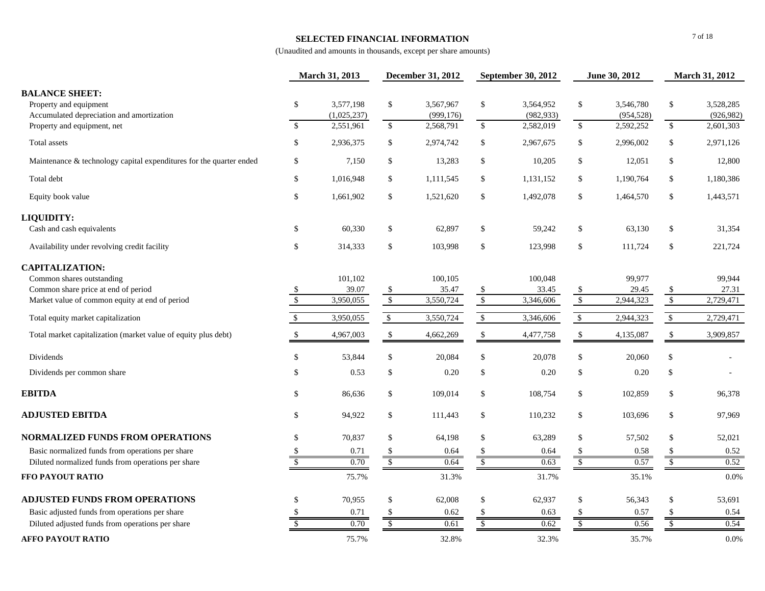# SELECTED FINANCIAL INFORMATION

(Unaudited and amounts in thousands, except per share amounts)

| | March 31, 2013 | December 31, 2012 | September 30, 2012 | June 30, 2012 | March 31, 2012 |
|---|---|---|---|---|---|
| **BALANCE SHEET:** | | | | | |
| Property and equipment | $ 3,577,198 | $ 3,567,967 | $ 3,564,952 | $ 3,546,780 | $ 3,528,285 |
| Accumulated depreciation and amortization | (1,025,237) | (999,176) | (982,933) | (954,528) | (926,982) |
| Property and equipment, net | $ 2,551,961 | $ 2,568,791 | $ 2,582,019 | $ 2,592,252 | $ 2,601,303 |
| Total assets | $ 2,936,375 | $ 2,974,742 | $ 2,967,675 | $ 2,996,002 | $ 2,971,126 |
| Maintenance & technology capital expenditures for the quarter ended | $ 7,150 | $ 13,283 | $ 10,205 | $ 12,051 | $ 12,800 |
| Total debt | $ 1,016,948 | $ 1,111,545 | $ 1,131,152 | $ 1,190,764 | $ 1,180,386 |
| Equity book value | $ 1,661,902 | $ 1,521,620 | $ 1,492,078 | $ 1,464,570 | $ 1,443,571 |
| **LIQUIDITY:** | | | | | |
| Cash and cash equivalents | $ 60,330 | $ 62,897 | $ 59,242 | $ 63,130 | $ 31,354 |
| Availability under revolving credit facility | $ 314,333 | $ 103,998 | $ 123,998 | $ 111,724 | $ 221,724 |
| **CAPITALIZATION:** | | | | | |
| Common shares outstanding | 101,102 | 100,105 | 100,048 | 99,977 | 99,944 |
| Common share price at end of period | $ 39.07 | $ 35.47 | $ 33.45 | $ 29.45 | $ 27.31 |
| Market value of common equity at end of period | $ 3,950,055 | $ 3,550,724 | $ 3,346,606 | $ 2,944,323 | $ 2,729,471 |
| Total equity market capitalization | $ 3,950,055 | $ 3,550,724 | $ 3,346,606 | $ 2,944,323 | $ 2,729,471 |
| Total market capitalization (market value of equity plus debt) | $ 4,967,003 | $ 4,662,269 | $ 4,477,758 | $ 4,135,087 | $ 3,909,857 |
| Dividends | $ 53,844 | $ 20,084 | $ 20,078 | $ 20,060 | $ - |
| Dividends per common share | $ 0.53 | $ 0.20 | $ 0.20 | $ 0.20 | $ - |
| **EBITDA** | $ 86,636 | $ 109,014 | $ 108,754 | $ 102,859 | $ 96,378 |
| **ADJUSTED EBITDA** | $ 94,922 | $ 111,443 | $ 110,232 | $ 103,696 | $ 97,969 |
| **NORMALIZED FUNDS FROM OPERATIONS** | $ 70,837 | $ 64,198 | $ 63,289 | $ 57,502 | $ 52,021 |
| Basic normalized funds from operations per share | $ 0.71 | $ 0.64 | $ 0.64 | $ 0.58 | $ 0.52 |
| Diluted normalized funds from operations per share | $ 0.70 | $ 0.64 | $ 0.63 | $ 0.57 | $ 0.52 |
| **FFO PAYOUT RATIO** | 75.7% | 31.3% | 31.7% | 35.1% | 0.0% |
| **ADJUSTED FUNDS FROM OPERATIONS** | $ 70,955 | $ 62,008 | $ 62,937 | $ 56,343 | $ 53,691 |
| Basic adjusted funds from operations per share | $ 0.71 | $ 0.62 | $ 0.63 | $ 0.57 | $ 0.54 |
| Diluted adjusted funds from operations per share | $ 0.70 | $ 0.61 | $ 0.62 | $ 0.56 | $ 0.54 |
| **AFFO PAYOUT RATIO** | 75.7% | 32.8% | 32.3% | 35.7% | 0.0% |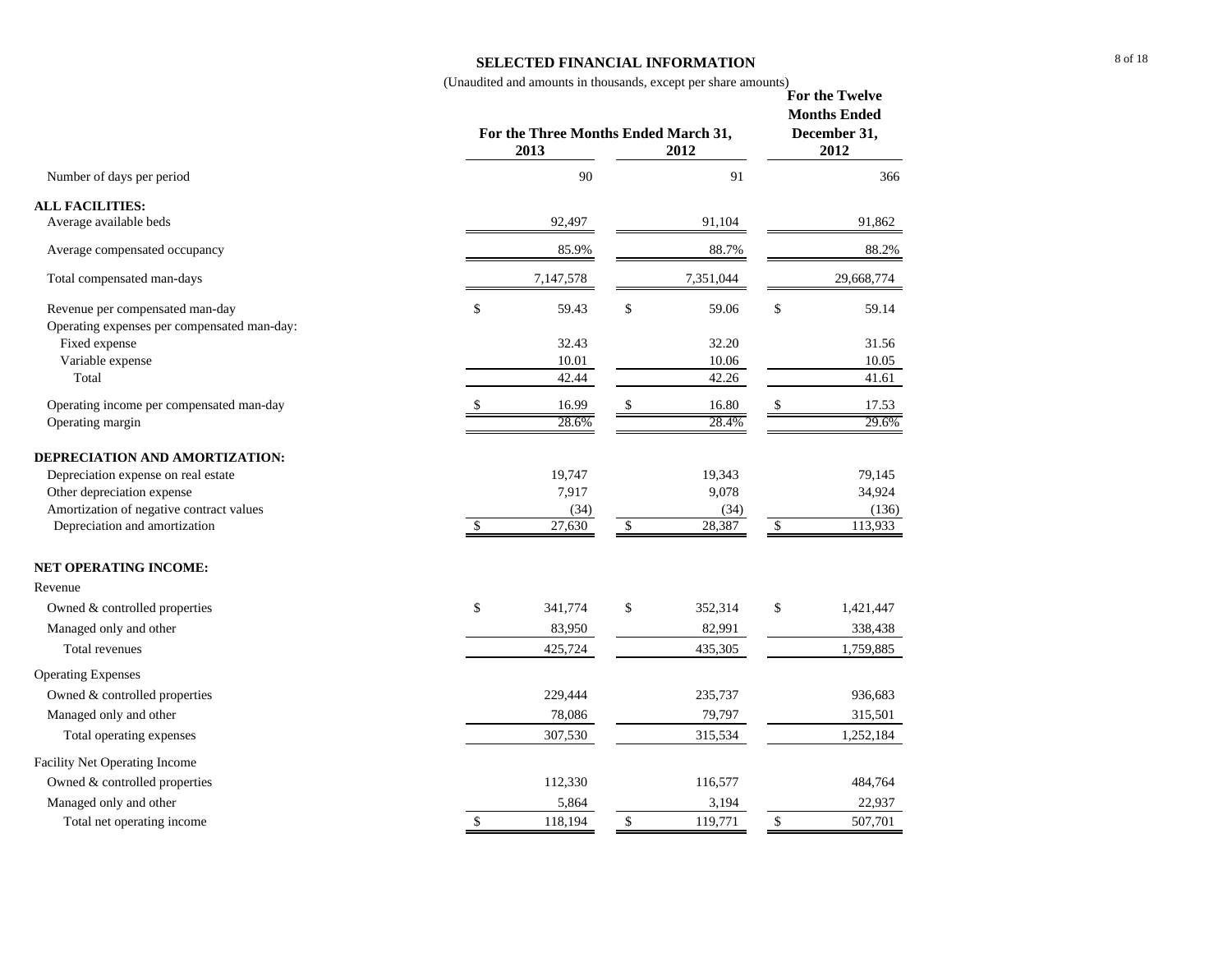## SELECTED FINANCIAL INFORMATION

(Unaudited and amounts in thousands, except per share amounts)

| | For the Three Months Ended March 31, 2013 | For the Three Months Ended March 31, 2012 | For the Twelve Months Ended December 31, 2012 |
|---|---|---|---|
| Number of days per period | 90 | 91 | 366 |
| **ALL FACILITIES:** | | | |
| Average available beds | 92,497 | 91,104 | 91,862 |
| Average compensated occupancy | 85.9% | 88.7% | 88.2% |
| Total compensated man-days | 7,147,578 | 7,351,044 | 29,668,774 |
| Revenue per compensated man-day | $ 59.43 | $ 59.06 | $ 59.14 |
| Operating expenses per compensated man-day: | | | |
| Fixed expense | 32.43 | 32.20 | 31.56 |
| Variable expense | 10.01 | 10.06 | 10.05 |
| Total | 42.44 | 42.26 | 41.61 |
| Operating income per compensated man-day | $ 16.99 | $ 16.80 | $ 17.53 |
| Operating margin | 28.6% | 28.4% | 29.6% |
| **DEPRECIATION AND AMORTIZATION:** | | | |
| Depreciation expense on real estate | 19,747 | 19,343 | 79,145 |
| Other depreciation expense | 7,917 | 9,078 | 34,924 |
| Amortization of negative contract values | (34) | (34) | (136) |
| Depreciation and amortization | $ 27,630 | $ 28,387 | $ 113,933 |
| **NET OPERATING INCOME:** | | | |
| Revenue | | | |
| Owned & controlled properties | $ 341,774 | $ 352,314 | $ 1,421,447 |
| Managed only and other | 83,950 | 82,991 | 338,438 |
| Total revenues | 425,724 | 435,305 | 1,759,885 |
| Operating Expenses | | | |
| Owned & controlled properties | 229,444 | 235,737 | 936,683 |
| Managed only and other | 78,086 | 79,797 | 315,501 |
| Total operating expenses | 307,530 | 315,534 | 1,252,184 |
| Facility Net Operating Income | | | |
| Owned & controlled properties | 112,330 | 116,577 | 484,764 |
| Managed only and other | 5,864 | 3,194 | 22,937 |
| Total net operating income | $ 118,194 | $ 119,771 | $ 507,701 |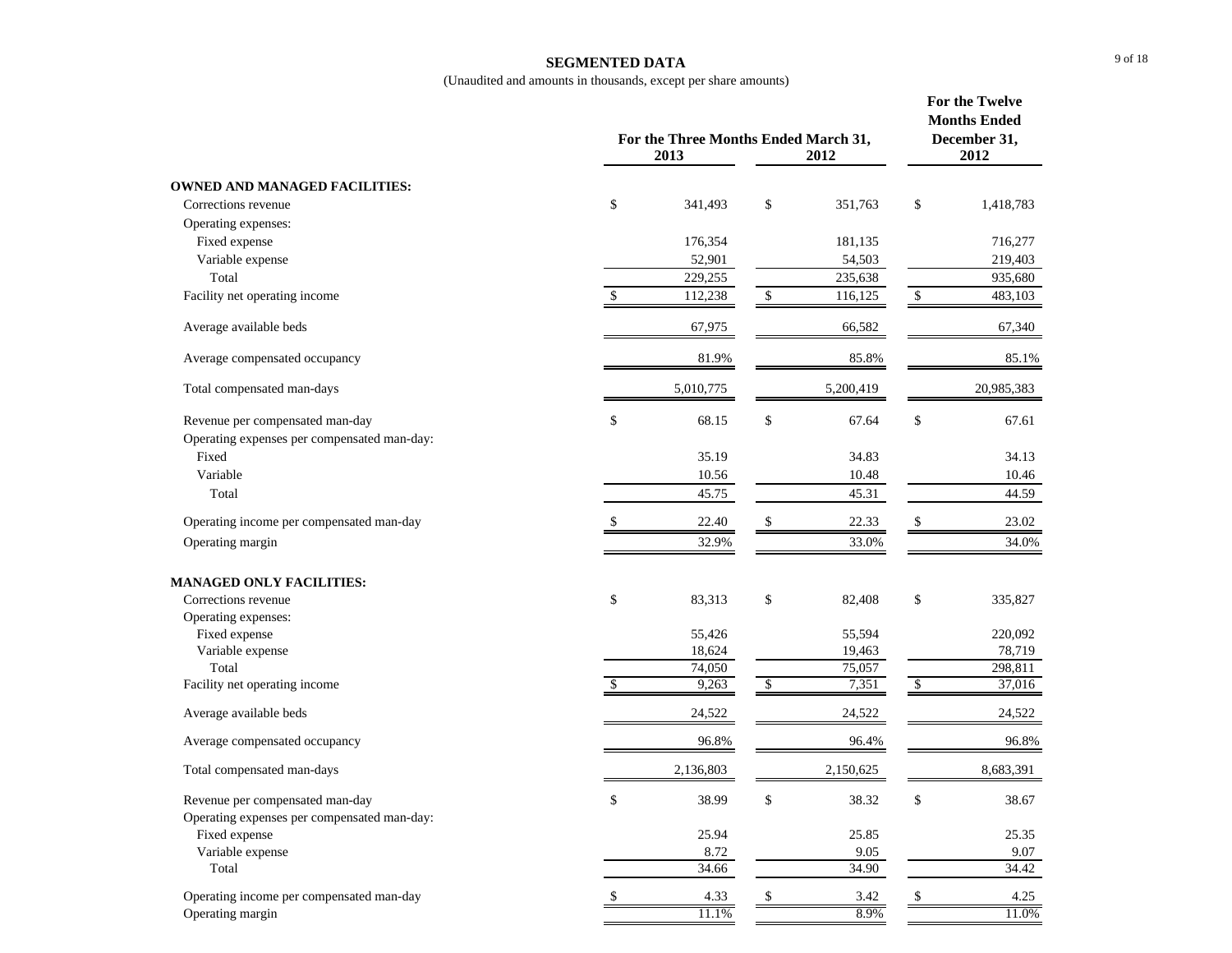## SEGMENTED DATA

(Unaudited and amounts in thousands, except per share amounts)

| | For the Three Months Ended March 31, 2013 | For the Three Months Ended March 31, 2012 | For the Twelve Months Ended December 31, 2012 |
|---|---|---|---|
| **OWNED AND MANAGED FACILITIES:** | | | |
| Corrections revenue | $ 341,493 | $ 351,763 | $ 1,418,783 |
| Operating expenses: | | | |
| Fixed expense | 176,354 | 181,135 | 716,277 |
| Variable expense | 52,901 | 54,503 | 219,403 |
| Total | 229,255 | 235,638 | 935,680 |
| Facility net operating income | $ 112,238 | $ 116,125 | $ 483,103 |
| Average available beds | 67,975 | 66,582 | 67,340 |
| Average compensated occupancy | 81.9% | 85.8% | 85.1% |
| Total compensated man-days | 5,010,775 | 5,200,419 | 20,985,383 |
| Revenue per compensated man-day | $ 68.15 | $ 67.64 | $ 67.61 |
| Operating expenses per compensated man-day: | | | |
| Fixed | 35.19 | 34.83 | 34.13 |
| Variable | 10.56 | 10.48 | 10.46 |
| Total | 45.75 | 45.31 | 44.59 |
| Operating income per compensated man-day | $ 22.40 | $ 22.33 | $ 23.02 |
| Operating margin | 32.9% | 33.0% | 34.0% |
| **MANAGED ONLY FACILITIES:** | | | |
| Corrections revenue | $ 83,313 | $ 82,408 | $ 335,827 |
| Operating expenses: | | | |
| Fixed expense | 55,426 | 55,594 | 220,092 |
| Variable expense | 18,624 | 19,463 | 78,719 |
| Total | 74,050 | 75,057 | 298,811 |
| Facility net operating income | $ 9,263 | $ 7,351 | $ 37,016 |
| Average available beds | 24,522 | 24,522 | 24,522 |
| Average compensated occupancy | 96.8% | 96.4% | 96.8% |
| Total compensated man-days | 2,136,803 | 2,150,625 | 8,683,391 |
| Revenue per compensated man-day | $ 38.99 | $ 38.32 | $ 38.67 |
| Operating expenses per compensated man-day: | | | |
| Fixed expense | 25.94 | 25.85 | 25.35 |
| Variable expense | 8.72 | 9.05 | 9.07 |
| Total | 34.66 | 34.90 | 34.42 |
| Operating income per compensated man-day | $ 4.33 | $ 3.42 | $ 4.25 |
| Operating margin | 11.1% | 8.9% | 11.0% |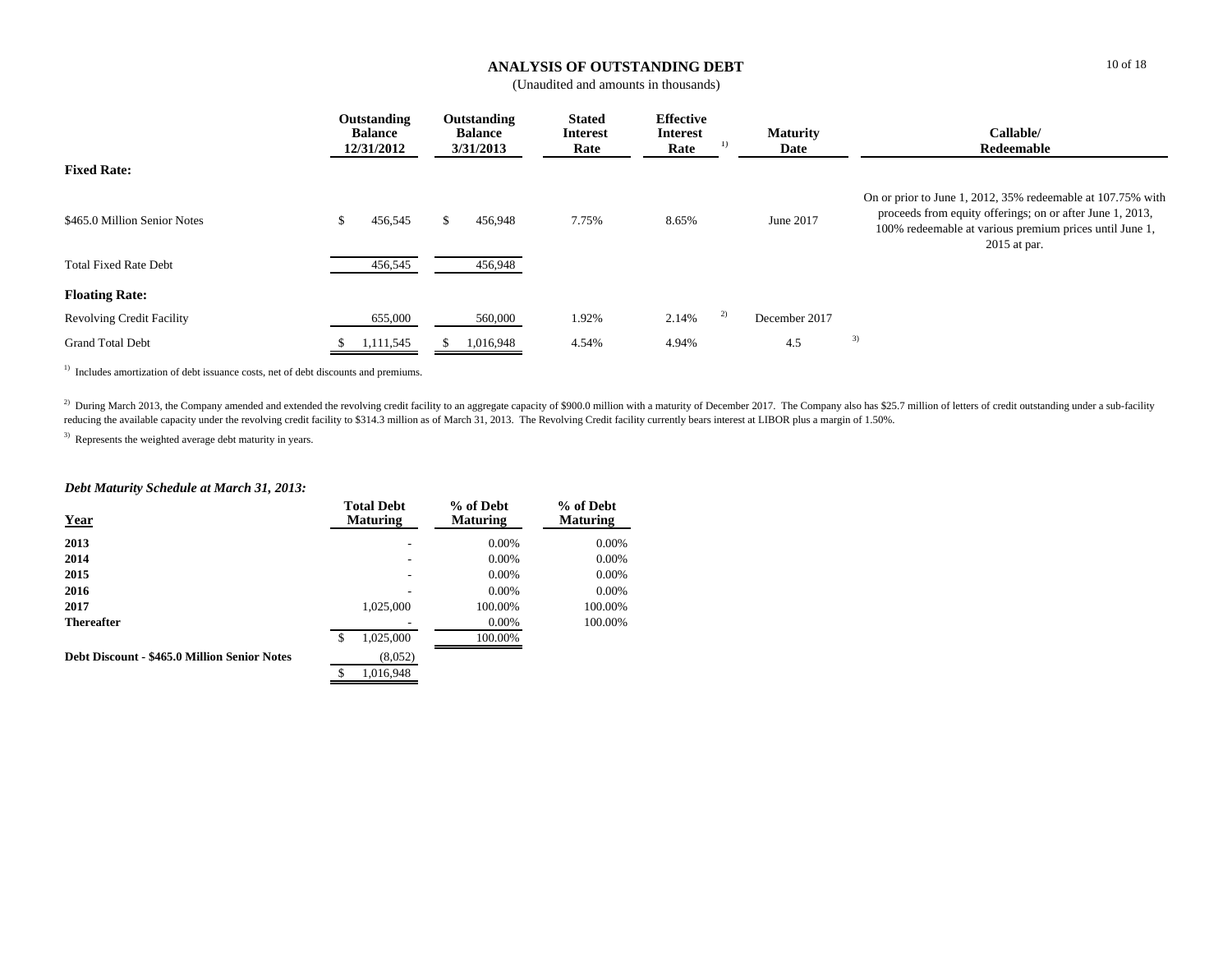# ANALYSIS OF OUTSTANDING DEBT

(Unaudited and amounts in thousands)

| | Outstanding Balance 12/31/2012 | Outstanding Balance 3/31/2013 | Stated Interest Rate | Effective Interest Rate [1] | Maturity Date | Callable/ Redeemable |
|---|---|---|---|---|---|---|
| **Fixed Rate:** | | | | | | |
| $465.0 Million Senior Notes | $ 456,545 | $ 456,948 | 7.75% | 8.65% | June 2017 | On or prior to June 1, 2012, 35% redeemable at 107.75% with proceeds from equity offerings; on or after June 1, 2013, 100% redeemable at various premium prices until June 1, 2015 at par. |
| Total Fixed Rate Debt | 456,545 | 456,948 | | | | |
| **Floating Rate:** | | | | | | |
| Revolving Credit Facility | 655,000 | 560,000 | 1.92% | 2.14% [2] | December 2017 | |
| Grand Total Debt | $ 1,111,545 | $ 1,016,948 | 4.54% | 4.94% | 4.5 [3] | |

[1] Includes amortization of debt issuance costs, net of debt discounts and premiums.

[2] During March 2013, the Company amended and extended the revolving credit facility to an aggregate capacity of $900.0 million with a maturity of December 2017. The Company also has $25.7 million of letters of credit outstanding under a sub-facility reducing the available capacity under the revolving credit facility to $314.3 million as of March 31, 2013. The Revolving Credit facility currently bears interest at LIBOR plus a margin of 1.50%.

[3] Represents the weighted average debt maturity in years.

***Debt Maturity Schedule at March 31, 2013:***

| Year | Total Debt Maturing | % of Debt Maturing | % of Debt Maturing |
|---|---|---|---|
| **2013** | - | 0.00% | 0.00% |
| **2014** | - | 0.00% | 0.00% |
| **2015** | - | 0.00% | 0.00% |
| **2016** | - | 0.00% | 0.00% |
| **2017** | 1,025,000 | 100.00% | 100.00% |
| **Thereafter** | - | 0.00% | 100.00% |
| | $ 1,025,000 | 100.00% | |
| **Debt Discount - $465.0 Million Senior Notes** | (8,052) | | |
| | $ 1,016,948 | | |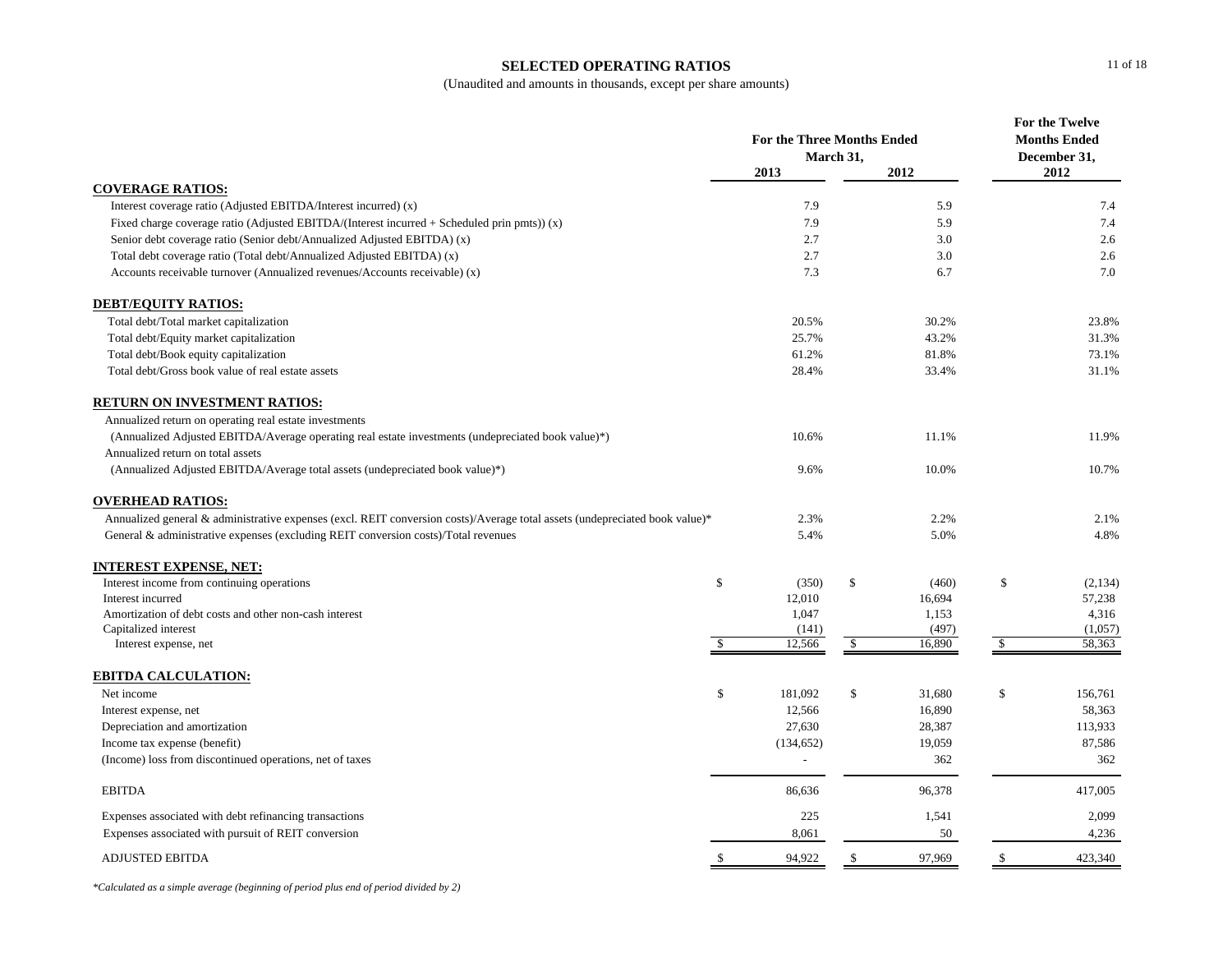# SELECTED OPERATING RATIOS

(Unaudited and amounts in thousands, except per share amounts)

| | For the Three Months Ended March 31, 2013 | For the Three Months Ended March 31, 2012 | For the Twelve Months Ended December 31, 2012 |
|---|---|---|---|
| **COVERAGE RATIOS:** | | | |
| Interest coverage ratio (Adjusted EBITDA/Interest incurred) (x) | 7.9 | 5.9 | 7.4 |
| Fixed charge coverage ratio (Adjusted EBITDA/(Interest incurred + Scheduled prin pmts)) (x) | 7.9 | 5.9 | 7.4 |
| Senior debt coverage ratio (Senior debt/Annualized Adjusted EBITDA) (x) | 2.7 | 3.0 | 2.6 |
| Total debt coverage ratio (Total debt/Annualized Adjusted EBITDA) (x) | 2.7 | 3.0 | 2.6 |
| Accounts receivable turnover (Annualized revenues/Accounts receivable) (x) | 7.3 | 6.7 | 7.0 |
| **DEBT/EQUITY RATIOS:** | | | |
| Total debt/Total market capitalization | 20.5% | 30.2% | 23.8% |
| Total debt/Equity market capitalization | 25.7% | 43.2% | 31.3% |
| Total debt/Book equity capitalization | 61.2% | 81.8% | 73.1% |
| Total debt/Gross book value of real estate assets | 28.4% | 33.4% | 31.1% |
| **RETURN ON INVESTMENT RATIOS:** | | | |
| Annualized return on operating real estate investments | | | |
| (Annualized Adjusted EBITDA/Average operating real estate investments (undepreciated book value)*) | 10.6% | 11.1% | 11.9% |
| Annualized return on total assets | | | |
| (Annualized Adjusted EBITDA/Average total assets (undepreciated book value)*) | 9.6% | 10.0% | 10.7% |
| **OVERHEAD RATIOS:** | | | |
| Annualized general & administrative expenses (excl. REIT conversion costs)/Average total assets (undepreciated book value)* | 2.3% | 2.2% | 2.1% |
| General & administrative expenses (excluding REIT conversion costs)/Total revenues | 5.4% | 5.0% | 4.8% |
| **INTEREST EXPENSE, NET:** | | | |
| Interest income from continuing operations | $ (350) | $ (460) | $ (2,134) |
| Interest incurred | 12,010 | 16,694 | 57,238 |
| Amortization of debt costs and other non-cash interest | 1,047 | 1,153 | 4,316 |
| Capitalized interest | (141) | (497) | (1,057) |
| Interest expense, net | $ 12,566 | $ 16,890 | $ 58,363 |
| **EBITDA CALCULATION:** | | | |
| Net income | $ 181,092 | $ 31,680 | $ 156,761 |
| Interest expense, net | 12,566 | 16,890 | 58,363 |
| Depreciation and amortization | 27,630 | 28,387 | 113,933 |
| Income tax expense (benefit) | (134,652) | 19,059 | 87,586 |
| (Income) loss from discontinued operations, net of taxes | - | 362 | 362 |
| EBITDA | 86,636 | 96,378 | 417,005 |
| Expenses associated with debt refinancing transactions | 225 | 1,541 | 2,099 |
| Expenses associated with pursuit of REIT conversion | 8,061 | 50 | 4,236 |
| ADJUSTED EBITDA | $ 94,922 | $ 97,969 | $ 423,340 |

*\*Calculated as a simple average (beginning of period plus end of period divided by 2)*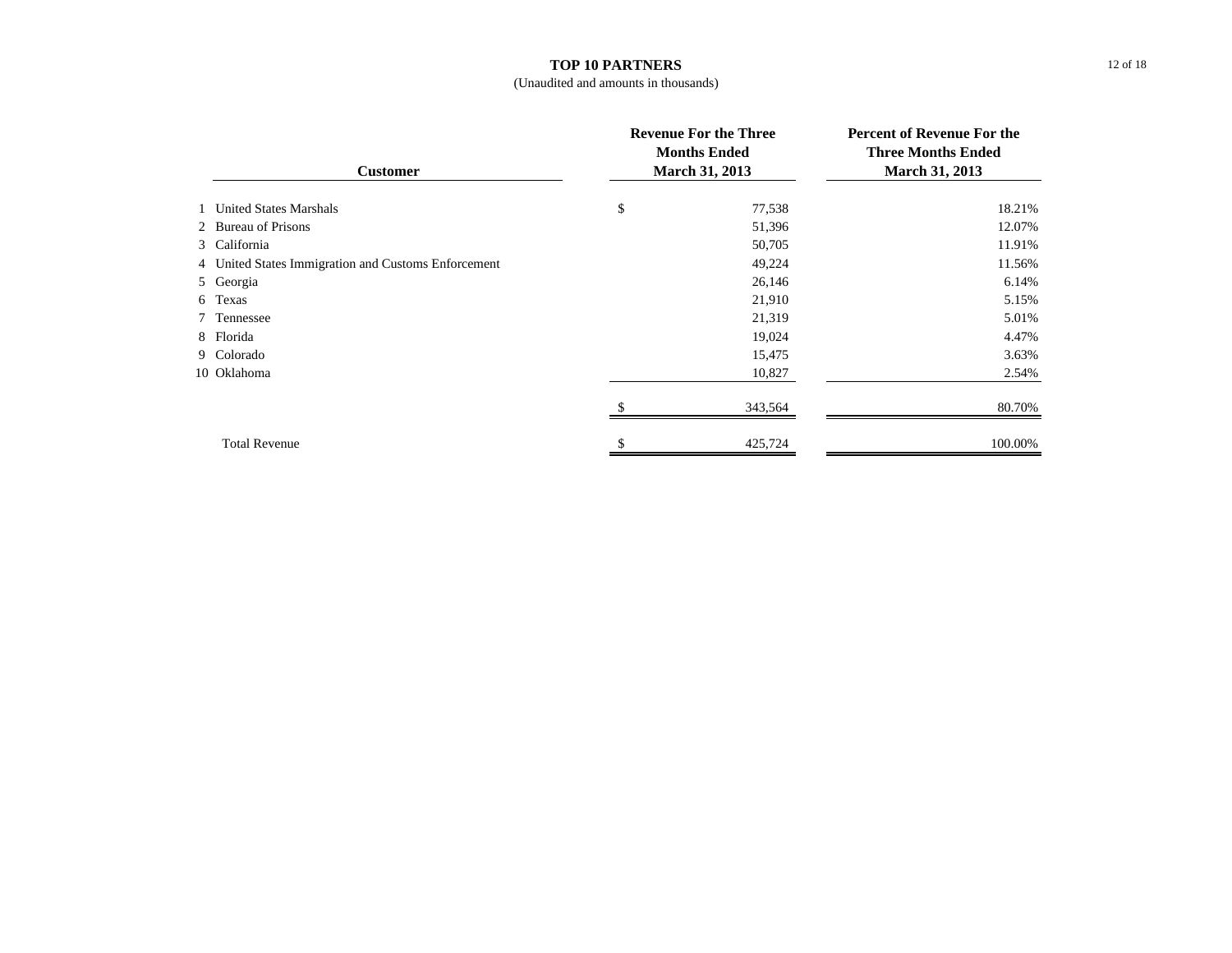# TOP 10 PARTNERS

(Unaudited and amounts in thousands)

| | Customer | Revenue For the Three Months Ended March 31, 2013 | Percent of Revenue For the Three Months Ended March 31, 2013 |
|---|---|---|---|
| 1 | United States Marshals | $ 77,538 | 18.21% |
| 2 | Bureau of Prisons | 51,396 | 12.07% |
| 3 | California | 50,705 | 11.91% |
| 4 | United States Immigration and Customs Enforcement | 49,224 | 11.56% |
| 5 | Georgia | 26,146 | 6.14% |
| 6 | Texas | 21,910 | 5.15% |
| 7 | Tennessee | 21,319 | 5.01% |
| 8 | Florida | 19,024 | 4.47% |
| 9 | Colorado | 15,475 | 3.63% |
| 10 | Oklahoma | 10,827 | 2.54% |
| | | $ 343,564 | 80.70% |
| | Total Revenue | $ 425,724 | 100.00% |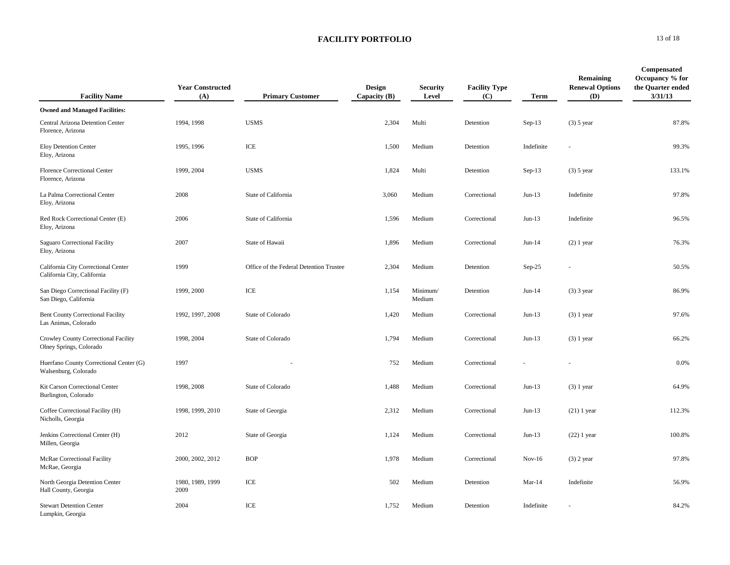# FACILITY PORTFOLIO

| Facility Name | Year Constructed (A) | Primary Customer | Design Capacity (B) | Security Level | Facility Type (C) | Term | Remaining Renewal Options (D) | Compensated Occupancy % for the Quarter ended 3/31/13 |
|---|---|---|---|---|---|---|---|---|
| **Owned and Managed Facilities:** | | | | | | | | |
| Central Arizona Detention Center<br>Florence, Arizona | 1994, 1998 | USMS | 2,304 | Multi | Detention | Sep-13 | (3) 5 year | 87.8% |
| Eloy Detention Center<br>Eloy, Arizona | 1995, 1996 | ICE | 1,500 | Medium | Detention | Indefinite | - | 99.3% |
| Florence Correctional Center<br>Florence, Arizona | 1999, 2004 | USMS | 1,824 | Multi | Detention | Sep-13 | (3) 5 year | 133.1% |
| La Palma Correctional Center<br>Eloy, Arizona | 2008 | State of California | 3,060 | Medium | Correctional | Jun-13 | Indefinite | 97.8% |
| Red Rock Correctional Center (E)<br>Eloy, Arizona | 2006 | State of California | 1,596 | Medium | Correctional | Jun-13 | Indefinite | 96.5% |
| Saguaro Correctional Facility<br>Eloy, Arizona | 2007 | State of Hawaii | 1,896 | Medium | Correctional | Jun-14 | (2) 1 year | 76.3% |
| California City Correctional Center<br>California City, California | 1999 | Office of the Federal Detention Trustee | 2,304 | Medium | Detention | Sep-25 | - | 50.5% |
| San Diego Correctional Facility (F)<br>San Diego, California | 1999, 2000 | ICE | 1,154 | Minimum/ Medium | Detention | Jun-14 | (3) 3 year | 86.9% |
| Bent County Correctional Facility<br>Las Animas, Colorado | 1992, 1997, 2008 | State of Colorado | 1,420 | Medium | Correctional | Jun-13 | (3) 1 year | 97.6% |
| Crowley County Correctional Facility<br>Olney Springs, Colorado | 1998, 2004 | State of Colorado | 1,794 | Medium | Correctional | Jun-13 | (3) 1 year | 66.2% |
| Huerfano County Correctional Center (G)<br>Walsenburg, Colorado | 1997 | - | 752 | Medium | Correctional | - | - | 0.0% |
| Kit Carson Correctional Center<br>Burlington, Colorado | 1998, 2008 | State of Colorado | 1,488 | Medium | Correctional | Jun-13 | (3) 1 year | 64.9% |
| Coffee Correctional Facility (H)<br>Nicholls, Georgia | 1998, 1999, 2010 | State of Georgia | 2,312 | Medium | Correctional | Jun-13 | (21) 1 year | 112.3% |
| Jenkins Correctional Center (H)<br>Millen, Georgia | 2012 | State of Georgia | 1,124 | Medium | Correctional | Jun-13 | (22) 1 year | 100.8% |
| McRae Correctional Facility<br>McRae, Georgia | 2000, 2002, 2012 | BOP | 1,978 | Medium | Correctional | Nov-16 | (3) 2 year | 97.8% |
| North Georgia Detention Center<br>Hall County, Georgia | 1980, 1989, 1999 2009 | ICE | 502 | Medium | Detention | Mar-14 | Indefinite | 56.9% |
| Stewart Detention Center<br>Lumpkin, Georgia | 2004 | ICE | 1,752 | Medium | Detention | Indefinite | - | 84.2% |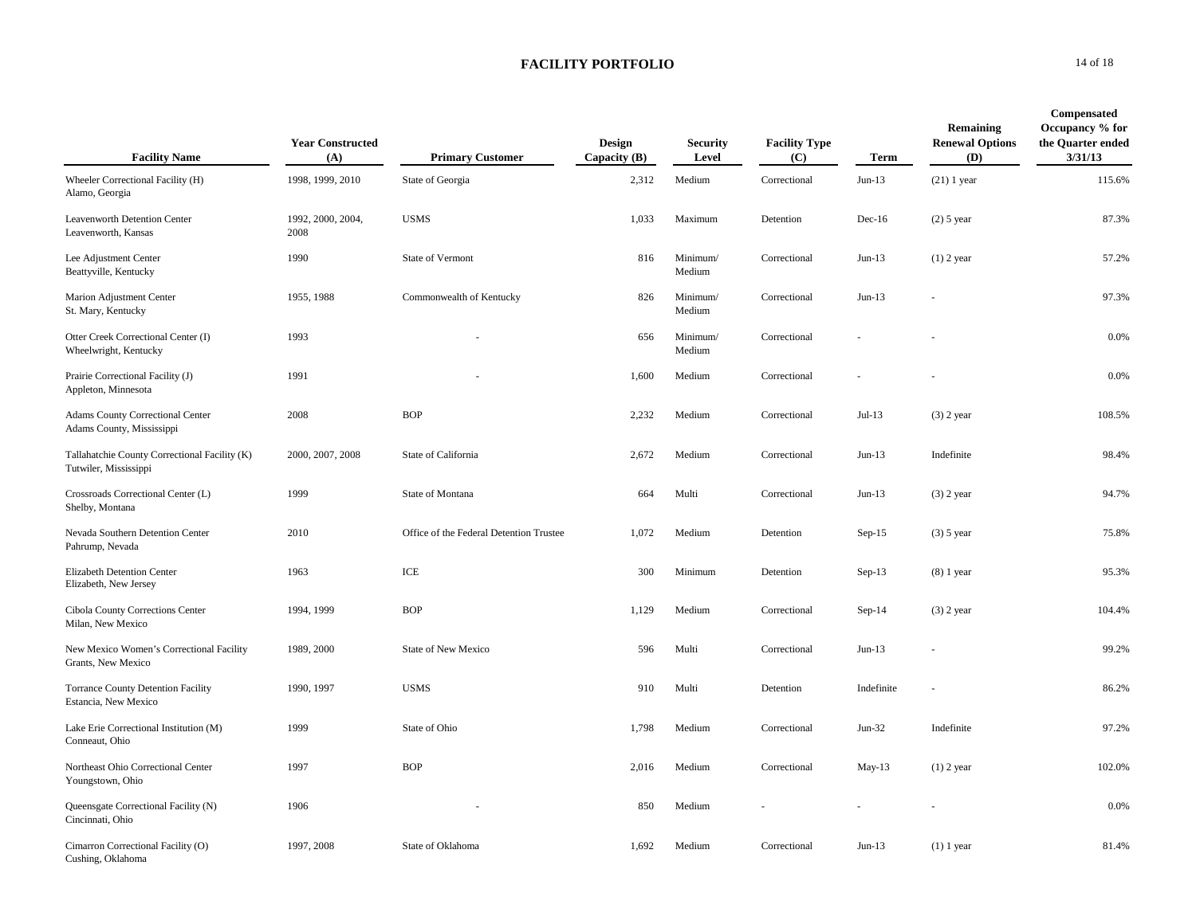# FACILITY PORTFOLIO

| Facility Name | Year Constructed (A) | Primary Customer | Design Capacity (B) | Security Level | Facility Type (C) | Term | Remaining Renewal Options (D) | Compensated Occupancy % for the Quarter ended 3/31/13 |
|---|---|---|---|---|---|---|---|---|
| Wheeler Correctional Facility (H) Alamo, Georgia | 1998, 1999, 2010 | State of Georgia | 2,312 | Medium | Correctional | Jun-13 | (21) 1 year | 115.6% |
| Leavenworth Detention Center Leavenworth, Kansas | 1992, 2000, 2004, 2008 | USMS | 1,033 | Maximum | Detention | Dec-16 | (2) 5 year | 87.3% |
| Lee Adjustment Center Beattyville, Kentucky | 1990 | State of Vermont | 816 | Minimum/ Medium | Correctional | Jun-13 | (1) 2 year | 57.2% |
| Marion Adjustment Center St. Mary, Kentucky | 1955, 1988 | Commonwealth of Kentucky | 826 | Minimum/ Medium | Correctional | Jun-13 | - | 97.3% |
| Otter Creek Correctional Center (I) Wheelwright, Kentucky | 1993 | - | 656 | Minimum/ Medium | Correctional | - | - | 0.0% |
| Prairie Correctional Facility (J) Appleton, Minnesota | 1991 | - | 1,600 | Medium | Correctional | - | - | 0.0% |
| Adams County Correctional Center Adams County, Mississippi | 2008 | BOP | 2,232 | Medium | Correctional | Jul-13 | (3) 2 year | 108.5% |
| Tallahatchie County Correctional Facility (K) Tutwiler, Mississippi | 2000, 2007, 2008 | State of California | 2,672 | Medium | Correctional | Jun-13 | Indefinite | 98.4% |
| Crossroads Correctional Center (L) Shelby, Montana | 1999 | State of Montana | 664 | Multi | Correctional | Jun-13 | (3) 2 year | 94.7% |
| Nevada Southern Detention Center Pahrump, Nevada | 2010 | Office of the Federal Detention Trustee | 1,072 | Medium | Detention | Sep-15 | (3) 5 year | 75.8% |
| Elizabeth Detention Center Elizabeth, New Jersey | 1963 | ICE | 300 | Minimum | Detention | Sep-13 | (8) 1 year | 95.3% |
| Cibola County Corrections Center Milan, New Mexico | 1994, 1999 | BOP | 1,129 | Medium | Correctional | Sep-14 | (3) 2 year | 104.4% |
| New Mexico Women's Correctional Facility Grants, New Mexico | 1989, 2000 | State of New Mexico | 596 | Multi | Correctional | Jun-13 | - | 99.2% |
| Torrance County Detention Facility Estancia, New Mexico | 1990, 1997 | USMS | 910 | Multi | Detention | Indefinite | - | 86.2% |
| Lake Erie Correctional Institution (M) Conneaut, Ohio | 1999 | State of Ohio | 1,798 | Medium | Correctional | Jun-32 | Indefinite | 97.2% |
| Northeast Ohio Correctional Center Youngstown, Ohio | 1997 | BOP | 2,016 | Medium | Correctional | May-13 | (1) 2 year | 102.0% |
| Queensgate Correctional Facility (N) Cincinnati, Ohio | 1906 | - | 850 | Medium | - | - | - | 0.0% |
| Cimarron Correctional Facility (O) Cushing, Oklahoma | 1997, 2008 | State of Oklahoma | 1,692 | Medium | Correctional | Jun-13 | (1) 1 year | 81.4% |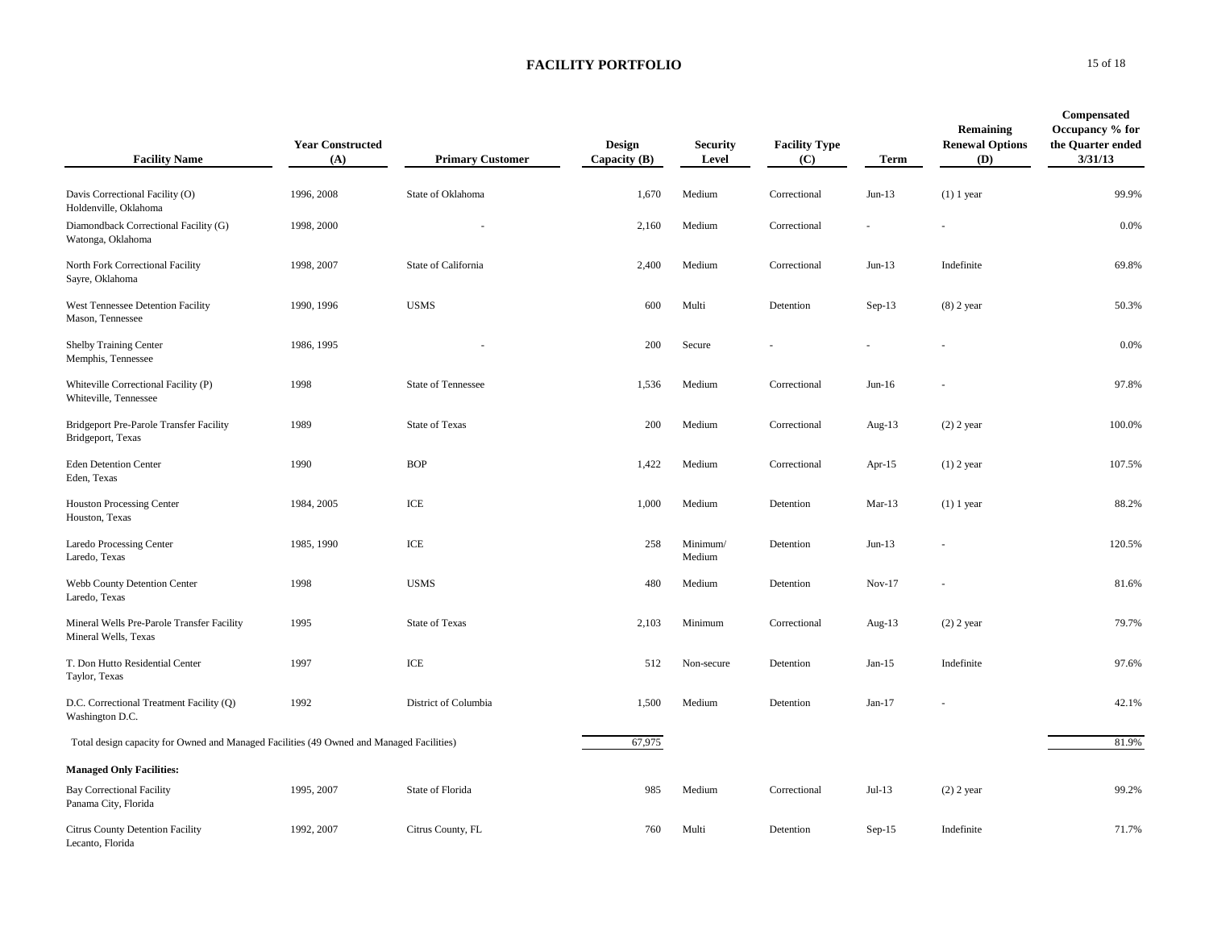# FACILITY PORTFOLIO

| Facility Name | Year Constructed (A) | Primary Customer | Design Capacity (B) | Security Level | Facility Type (C) | Term | Remaining Renewal Options (D) | Compensated Occupancy % for the Quarter ended 3/31/13 |
|---|---|---|---|---|---|---|---|---|
| Davis Correctional Facility (O) Holdenville, Oklahoma | 1996, 2008 | State of Oklahoma | 1,670 | Medium | Correctional | Jun-13 | (1) 1 year | 99.9% |
| Diamondback Correctional Facility (G) Watonga, Oklahoma | 1998, 2000 | - | 2,160 | Medium | Correctional | - | - | 0.0% |
| North Fork Correctional Facility Sayre, Oklahoma | 1998, 2007 | State of California | 2,400 | Medium | Correctional | Jun-13 | Indefinite | 69.8% |
| West Tennessee Detention Facility Mason, Tennessee | 1990, 1996 | USMS | 600 | Multi | Detention | Sep-13 | (8) 2 year | 50.3% |
| Shelby Training Center Memphis, Tennessee | 1986, 1995 | - | 200 | Secure | - | - | - | 0.0% |
| Whiteville Correctional Facility (P) Whiteville, Tennessee | 1998 | State of Tennessee | 1,536 | Medium | Correctional | Jun-16 | - | 97.8% |
| Bridgeport Pre-Parole Transfer Facility Bridgeport, Texas | 1989 | State of Texas | 200 | Medium | Correctional | Aug-13 | (2) 2 year | 100.0% |
| Eden Detention Center Eden, Texas | 1990 | BOP | 1,422 | Medium | Correctional | Apr-15 | (1) 2 year | 107.5% |
| Houston Processing Center Houston, Texas | 1984, 2005 | ICE | 1,000 | Medium | Detention | Mar-13 | (1) 1 year | 88.2% |
| Laredo Processing Center Laredo, Texas | 1985, 1990 | ICE | 258 | Minimum/ Medium | Detention | Jun-13 | - | 120.5% |
| Webb County Detention Center Laredo, Texas | 1998 | USMS | 480 | Medium | Detention | Nov-17 | - | 81.6% |
| Mineral Wells Pre-Parole Transfer Facility Mineral Wells, Texas | 1995 | State of Texas | 2,103 | Minimum | Correctional | Aug-13 | (2) 2 year | 79.7% |
| T. Don Hutto Residential Center Taylor, Texas | 1997 | ICE | 512 | Non-secure | Detention | Jan-15 | Indefinite | 97.6% |
| D.C. Correctional Treatment Facility (Q) Washington D.C. | 1992 | District of Columbia | 1,500 | Medium | Detention | Jan-17 | - | 42.1% |
| Total design capacity for Owned and Managed Facilities (49 Owned and Managed Facilities) | | | 67,975 | | | | | 81.9% |
| **Managed Only Facilities:** | | | | | | | | |
| Bay Correctional Facility Panama City, Florida | 1995, 2007 | State of Florida | 985 | Medium | Correctional | Jul-13 | (2) 2 year | 99.2% |
| Citrus County Detention Facility Lecanto, Florida | 1992, 2007 | Citrus County, FL | 760 | Multi | Detention | Sep-15 | Indefinite | 71.7% |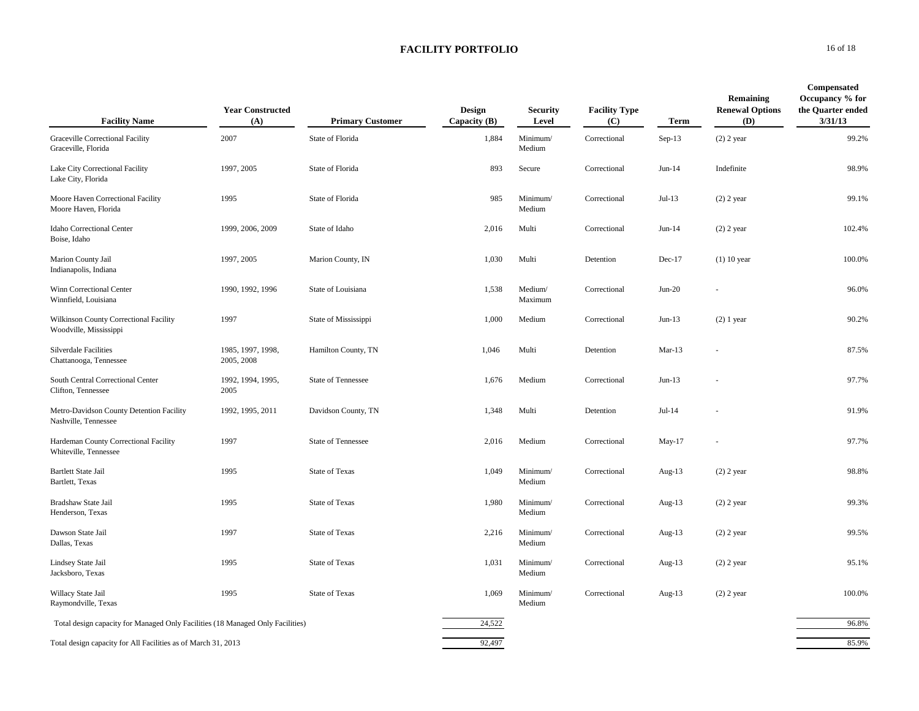## FACILITY PORTFOLIO

| Facility Name | Year Constructed (A) | Primary Customer | Design Capacity (B) | Security Level | Facility Type (C) | Term | Remaining Renewal Options (D) | Compensated Occupancy % for the Quarter ended 3/31/13 |
|---|---|---|---|---|---|---|---|---|
| Graceville Correctional Facility<br>Graceville, Florida | 2007 | State of Florida | 1,884 | Minimum/ Medium | Correctional | Sep-13 | (2) 2 year | 99.2% |
| Lake City Correctional Facility<br>Lake City, Florida | 1997, 2005 | State of Florida | 893 | Secure | Correctional | Jun-14 | Indefinite | 98.9% |
| Moore Haven Correctional Facility<br>Moore Haven, Florida | 1995 | State of Florida | 985 | Minimum/ Medium | Correctional | Jul-13 | (2) 2 year | 99.1% |
| Idaho Correctional Center<br>Boise, Idaho | 1999, 2006, 2009 | State of Idaho | 2,016 | Multi | Correctional | Jun-14 | (2) 2 year | 102.4% |
| Marion County Jail<br>Indianapolis, Indiana | 1997, 2005 | Marion County, IN | 1,030 | Multi | Detention | Dec-17 | (1) 10 year | 100.0% |
| Winn Correctional Center<br>Winnfield, Louisiana | 1990, 1992, 1996 | State of Louisiana | 1,538 | Medium/ Maximum | Correctional | Jun-20 | - | 96.0% |
| Wilkinson County Correctional Facility<br>Woodville, Mississippi | 1997 | State of Mississippi | 1,000 | Medium | Correctional | Jun-13 | (2) 1 year | 90.2% |
| Silverdale Facilities<br>Chattanooga, Tennessee | 1985, 1997, 1998, 2005, 2008 | Hamilton County, TN | 1,046 | Multi | Detention | Mar-13 | - | 87.5% |
| South Central Correctional Center<br>Clifton, Tennessee | 1992, 1994, 1995, 2005 | State of Tennessee | 1,676 | Medium | Correctional | Jun-13 | - | 97.7% |
| Metro-Davidson County Detention Facility<br>Nashville, Tennessee | 1992, 1995, 2011 | Davidson County, TN | 1,348 | Multi | Detention | Jul-14 | - | 91.9% |
| Hardeman County Correctional Facility<br>Whiteville, Tennessee | 1997 | State of Tennessee | 2,016 | Medium | Correctional | May-17 | - | 97.7% |
| Bartlett State Jail<br>Bartlett, Texas | 1995 | State of Texas | 1,049 | Minimum/ Medium | Correctional | Aug-13 | (2) 2 year | 98.8% |
| Bradshaw State Jail<br>Henderson, Texas | 1995 | State of Texas | 1,980 | Minimum/ Medium | Correctional | Aug-13 | (2) 2 year | 99.3% |
| Dawson State Jail<br>Dallas, Texas | 1997 | State of Texas | 2,216 | Minimum/ Medium | Correctional | Aug-13 | (2) 2 year | 99.5% |
| Lindsey State Jail<br>Jacksboro, Texas | 1995 | State of Texas | 1,031 | Minimum/ Medium | Correctional | Aug-13 | (2) 2 year | 95.1% |
| Willacy State Jail<br>Raymondville, Texas | 1995 | State of Texas | 1,069 | Minimum/ Medium | Correctional | Aug-13 | (2) 2 year | 100.0% |
| Total design capacity for Managed Only Facilities (18 Managed Only Facilities) | | | 24,522 | | | | | 96.8% |
| Total design capacity for All Facilities as of March 31, 2013 | | | 92,497 | | | | | 85.9% |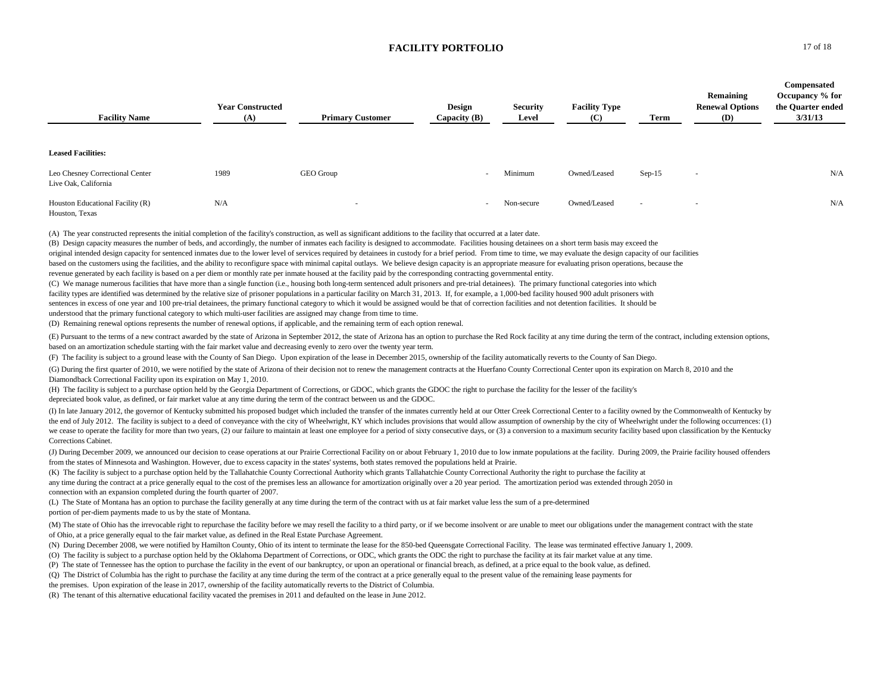## FACILITY PORTFOLIO

| Facility Name | Year Constructed (A) | Primary Customer | Design Capacity (B) | Security Level | Facility Type (C) | Term | Remaining Renewal Options (D) | Compensated Occupancy % for the Quarter ended 3/31/13 |
|---|---|---|---|---|---|---|---|---|
| **Leased Facilities:** | | | | | | | | |
| Leo Chesney Correctional Center<br>Live Oak, California | 1989 | GEO Group | - | Minimum | Owned/Leased | Sep-15 | - | N/A |
| Houston Educational Facility (R)<br>Houston, Texas | N/A | - | - | Non-secure | Owned/Leased | - | - | N/A |

(A) The year constructed represents the initial completion of the facility's construction, as well as significant additions to the facility that occurred at a later date.

(B) Design capacity measures the number of beds, and accordingly, the number of inmates each facility is designed to accommodate. Facilities housing detainees on a short term basis may exceed the original intended design capacity for sentenced inmates due to the lower level of services required by detainees in custody for a brief period. From time to time, we may evaluate the design capacity of our facilities based on the customers using the facilities, and the ability to reconfigure space with minimal capital outlays. We believe design capacity is an appropriate measure for evaluating prison operations, because the revenue generated by each facility is based on a per diem or monthly rate per inmate housed at the facility paid by the corresponding contracting governmental entity.

(C) We manage numerous facilities that have more than a single function (i.e., housing both long-term sentenced adult prisoners and pre-trial detainees). The primary functional categories into which facility types are identified was determined by the relative size of prisoner populations in a particular facility on March 31, 2013. If, for example, a 1,000-bed facility housed 900 adult prisoners with sentences in excess of one year and 100 pre-trial detainees, the primary functional category to which it would be assigned would be that of correction facilities and not detention facilities. It should be understood that the primary functional category to which multi-user facilities are assigned may change from time to time.

(D) Remaining renewal options represents the number of renewal options, if applicable, and the remaining term of each option renewal.

(E) Pursuant to the terms of a new contract awarded by the state of Arizona in September 2012, the state of Arizona has an option to purchase the Red Rock facility at any time during the term of the contract, including extension options, based on an amortization schedule starting with the fair market value and decreasing evenly to zero over the twenty year term.

(F) The facility is subject to a ground lease with the County of San Diego. Upon expiration of the lease in December 2015, ownership of the facility automatically reverts to the County of San Diego.

(G) During the first quarter of 2010, we were notified by the state of Arizona of their decision not to renew the management contracts at the Huerfano County Correctional Center upon its expiration on March 8, 2010 and the Diamondback Correctional Facility upon its expiration on May 1, 2010.

(H) The facility is subject to a purchase option held by the Georgia Department of Corrections, or GDOC, which grants the GDOC the right to purchase the facility for the lesser of the facility's depreciated book value, as defined, or fair market value at any time during the term of the contract between us and the GDOC.

(I) In late January 2012, the governor of Kentucky submitted his proposed budget which included the transfer of the inmates currently held at our Otter Creek Correctional Center to a facility owned by the Commonwealth of Kentucky by the end of July 2012. The facility is subject to a deed of conveyance with the city of Wheelwright, KY which includes provisions that would allow assumption of ownership by the city of Wheelwright under the following occurrences: (1) we cease to operate the facility for more than two years, (2) our failure to maintain at least one employee for a period of sixty consecutive days, or (3) a conversion to a maximum security facility based upon classification by the Kentucky Corrections Cabinet.

(J) During December 2009, we announced our decision to cease operations at our Prairie Correctional Facility on or about February 1, 2010 due to low inmate populations at the facility. During 2009, the Prairie facility housed offenders from the states of Minnesota and Washington. However, due to excess capacity in the states' systems, both states removed the populations held at Prairie.

(K) The facility is subject to a purchase option held by the Tallahatchie County Correctional Authority which grants Tallahatchie County Correctional Authority the right to purchase the facility at any time during the contract at a price generally equal to the cost of the premises less an allowance for amortization originally over a 20 year period. The amortization period was extended through 2050 in connection with an expansion completed during the fourth quarter of 2007.

(L) The State of Montana has an option to purchase the facility generally at any time during the term of the contract with us at fair market value less the sum of a pre-determined portion of per-diem payments made to us by the state of Montana.

(M) The state of Ohio has the irrevocable right to repurchase the facility before we may resell the facility to a third party, or if we become insolvent or are unable to meet our obligations under the management contract with the state of Ohio, at a price generally equal to the fair market value, as defined in the Real Estate Purchase Agreement.

(N) During December 2008, we were notified by Hamilton County, Ohio of its intent to terminate the lease for the 850-bed Queensgate Correctional Facility. The lease was terminated effective January 1, 2009.

(O) The facility is subject to a purchase option held by the Oklahoma Department of Corrections, or ODC, which grants the ODC the right to purchase the facility at its fair market value at any time.

(P) The state of Tennessee has the option to purchase the facility in the event of our bankruptcy, or upon an operational or financial breach, as defined, at a price equal to the book value, as defined.

(Q) The District of Columbia has the right to purchase the facility at any time during the term of the contract at a price generally equal to the present value of the remaining lease payments for the premises. Upon expiration of the lease in 2017, ownership of the facility automatically reverts to the District of Columbia.

(R) The tenant of this alternative educational facility vacated the premises in 2011 and defaulted on the lease in June 2012.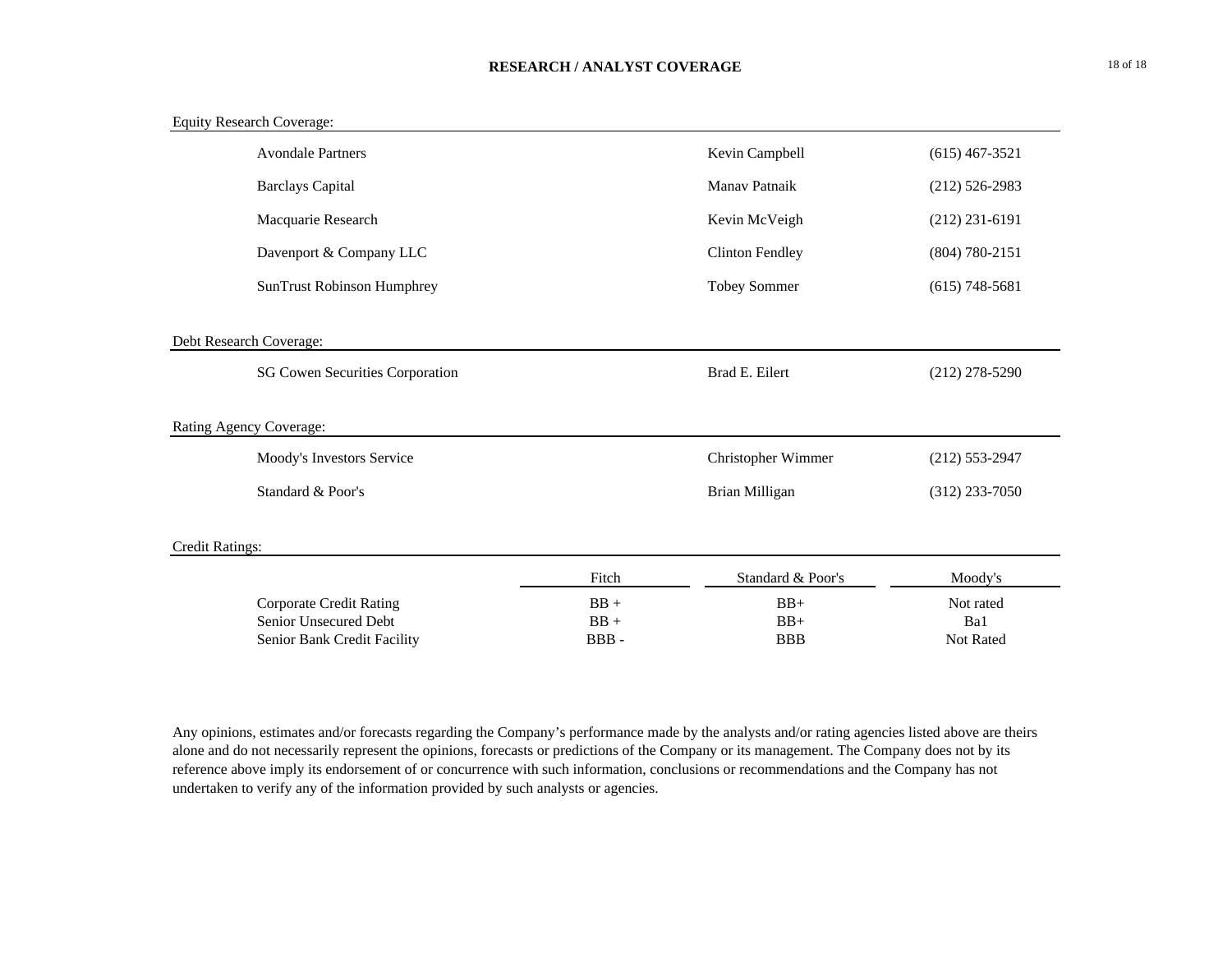# RESEARCH / ANALYST COVERAGE

## Equity Research Coverage:

| | | |
|---|---|---|
| Avondale Partners | Kevin Campbell | (615) 467-3521 |
| Barclays Capital | Manav Patnaik | (212) 526-2983 |
| Macquarie Research | Kevin McVeigh | (212) 231-6191 |
| Davenport & Company LLC | Clinton Fendley | (804) 780-2151 |
| SunTrust Robinson Humphrey | Tobey Sommer | (615) 748-5681 |

## Debt Research Coverage:

| | | |
|---|---|---|
| SG Cowen Securities Corporation | Brad E. Eilert | (212) 278-5290 |

## Rating Agency Coverage:

| | | |
|---|---|---|
| Moody's Investors Service | Christopher Wimmer | (212) 553-2947 |
| Standard & Poor's | Brian Milligan | (312) 233-7050 |

## Credit Ratings:

| | Fitch | Standard & Poor's | Moody's |
|---|---|---|---|
| Corporate Credit Rating | BB + | BB+ | Not rated |
| Senior Unsecured Debt | BB + | BB+ | Ba1 |
| Senior Bank Credit Facility | BBB - | BBB | Not Rated |

Any opinions, estimates and/or forecasts regarding the Company's performance made by the analysts and/or rating agencies listed above are theirs alone and do not necessarily represent the opinions, forecasts or predictions of the Company or its management. The Company does not by its reference above imply its endorsement of or concurrence with such information, conclusions or recommendations and the Company has not undertaken to verify any of the information provided by such analysts or agencies.